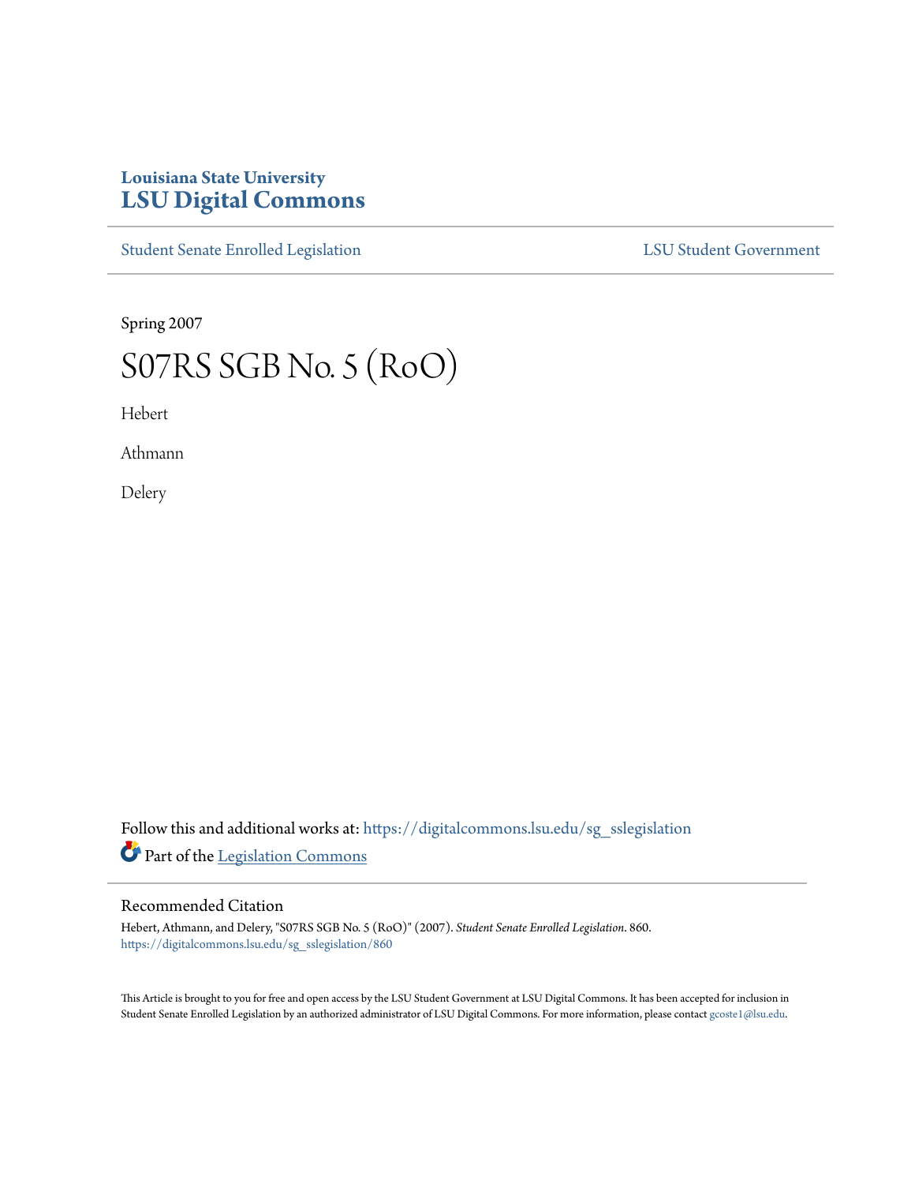# Louisiana State University
# LSU Digital Commons

Student Senate Enrolled Legislation | LSU Student Government

Spring 2007

# S07RS SGB No. 5 (RoO)

Hebert

Athmann

Delery

Follow this and additional works at: https://digitalcommons.lsu.edu/sg_sslegislation

Part of the Legislation Commons

## Recommended Citation

Hebert, Athmann, and Delery, "S07RS SGB No. 5 (RoO)" (2007). *Student Senate Enrolled Legislation*. 860.
https://digitalcommons.lsu.edu/sg_sslegislation/860

This Article is brought to you for free and open access by the LSU Student Government at LSU Digital Commons. It has been accepted for inclusion in Student Senate Enrolled Legislation by an authorized administrator of LSU Digital Commons. For more information, please contact gcoste1@lsu.edu.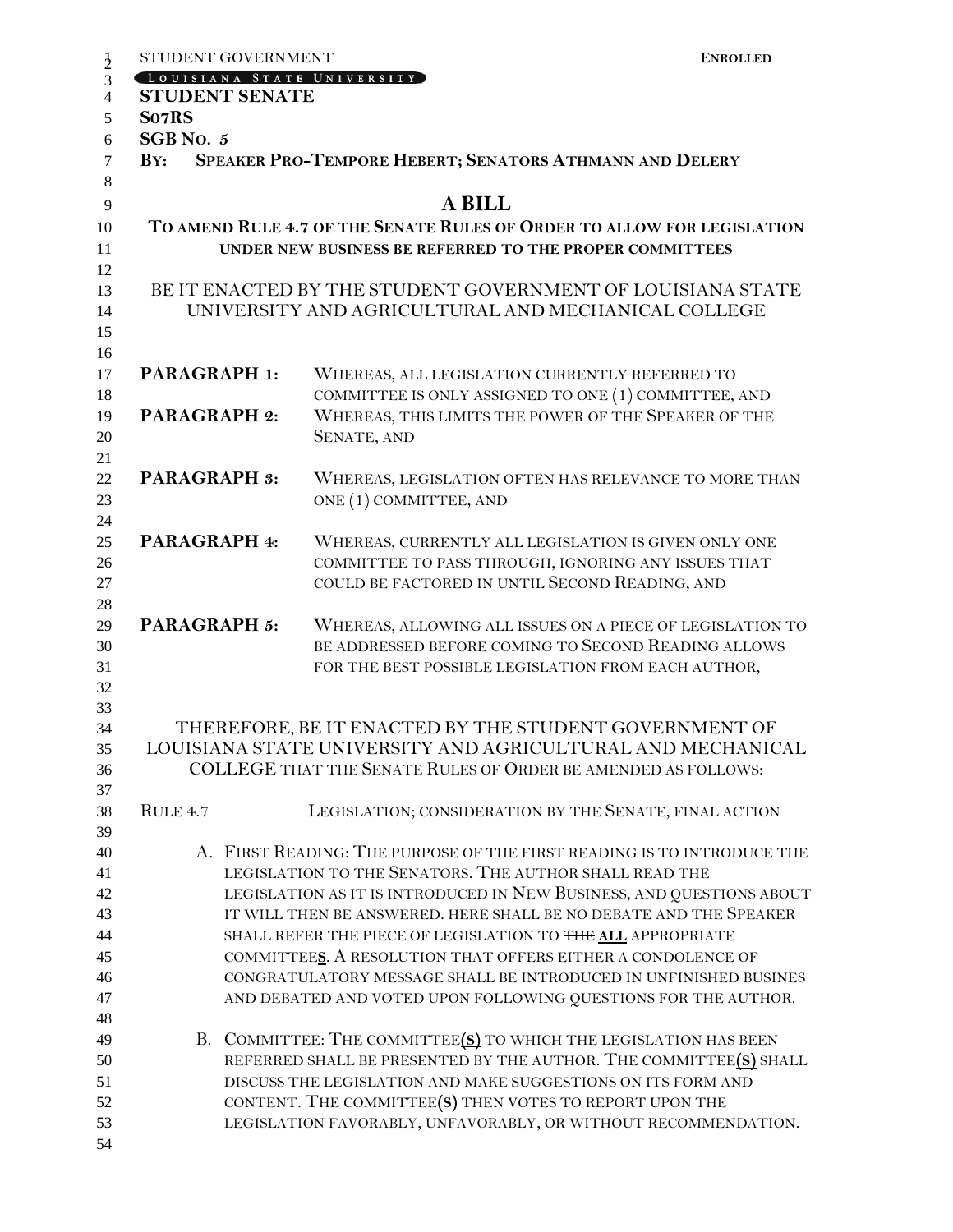STUDENT GOVERNMENT **ENROLLED**

LOUISIANA STATE UNIVERSITY

**STUDENT SENATE**

**S07RS**

**SGB NO. 5**

**BY: SPEAKER PRO-TEMPORE HEBERT; SENATORS ATHMANN AND DELERY**

# A BILL

**TO AMEND RULE 4.7 OF THE SENATE RULES OF ORDER TO ALLOW FOR LEGISLATION UNDER NEW BUSINESS BE REFERRED TO THE PROPER COMMITTEES**

BE IT ENACTED BY THE STUDENT GOVERNMENT OF LOUISIANA STATE UNIVERSITY AND AGRICULTURAL AND MECHANICAL COLLEGE

**PARAGRAPH 1:** WHEREAS, ALL LEGISLATION CURRENTLY REFERRED TO COMMITTEE IS ONLY ASSIGNED TO ONE (1) COMMITTEE, AND

**PARAGRAPH 2:** WHEREAS, THIS LIMITS THE POWER OF THE SPEAKER OF THE SENATE, AND

**PARAGRAPH 3:** WHEREAS, LEGISLATION OFTEN HAS RELEVANCE TO MORE THAN ONE (1) COMMITTEE, AND

**PARAGRAPH 4:** WHEREAS, CURRENTLY ALL LEGISLATION IS GIVEN ONLY ONE COMMITTEE TO PASS THROUGH, IGNORING ANY ISSUES THAT COULD BE FACTORED IN UNTIL SECOND READING, AND

**PARAGRAPH 5:** WHEREAS, ALLOWING ALL ISSUES ON A PIECE OF LEGISLATION TO BE ADDRESSED BEFORE COMING TO SECOND READING ALLOWS FOR THE BEST POSSIBLE LEGISLATION FROM EACH AUTHOR,

THEREFORE, BE IT ENACTED BY THE STUDENT GOVERNMENT OF LOUISIANA STATE UNIVERSITY AND AGRICULTURAL AND MECHANICAL COLLEGE THAT THE SENATE RULES OF ORDER BE AMENDED AS FOLLOWS:

RULE 4.7 LEGISLATION; CONSIDERATION BY THE SENATE, FINAL ACTION

A. FIRST READING: THE PURPOSE OF THE FIRST READING IS TO INTRODUCE THE LEGISLATION TO THE SENATORS. THE AUTHOR SHALL READ THE LEGISLATION AS IT IS INTRODUCED IN NEW BUSINESS, AND QUESTIONS ABOUT IT WILL THEN BE ANSWERED. HERE SHALL BE NO DEBATE AND THE SPEAKER SHALL REFER THE PIECE OF LEGISLATION TO ~~THE~~ **ALL** APPROPRIATE COMMITTEE**S**. A RESOLUTION THAT OFFERS EITHER A CONDOLENCE OF CONGRATULATORY MESSAGE SHALL BE INTRODUCED IN UNFINISHED BUSINES AND DEBATED AND VOTED UPON FOLLOWING QUESTIONS FOR THE AUTHOR.

B. COMMITTEE: THE COMMITTEE**(S)** TO WHICH THE LEGISLATION HAS BEEN REFERRED SHALL BE PRESENTED BY THE AUTHOR. THE COMMITTEE**(S)** SHALL DISCUSS THE LEGISLATION AND MAKE SUGGESTIONS ON ITS FORM AND CONTENT. THE COMMITTEE**(S)** THEN VOTES TO REPORT UPON THE LEGISLATION FAVORABLY, UNFAVORABLY, OR WITHOUT RECOMMENDATION.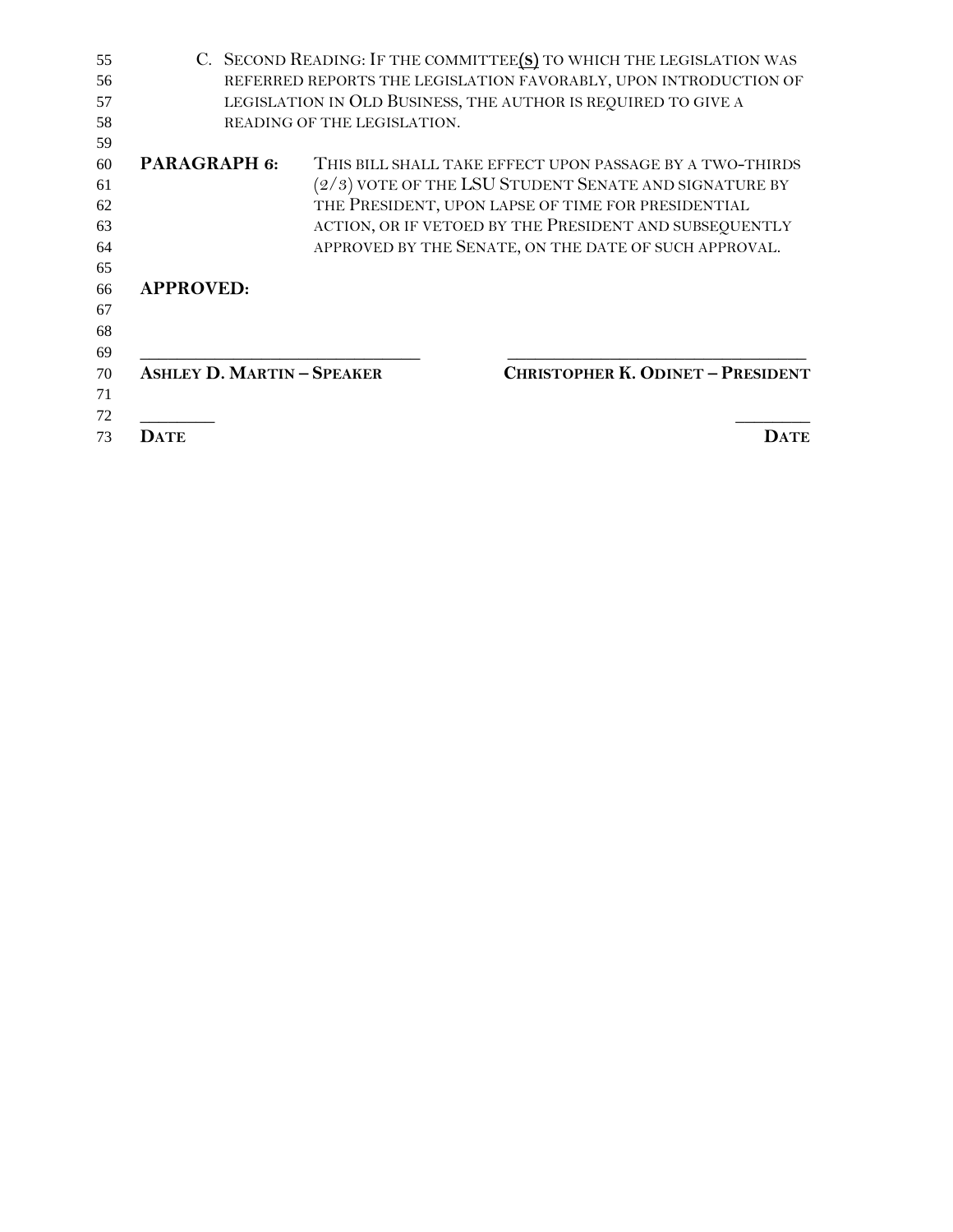C. SECOND READING: IF THE COMMITTEE(S) TO WHICH THE LEGISLATION WAS REFERRED REPORTS THE LEGISLATION FAVORABLY, UPON INTRODUCTION OF LEGISLATION IN OLD BUSINESS, THE AUTHOR IS REQUIRED TO GIVE A READING OF THE LEGISLATION.

**PARAGRAPH 6:** THIS BILL SHALL TAKE EFFECT UPON PASSAGE BY A TWO-THIRDS (2/3) VOTE OF THE LSU STUDENT SENATE AND SIGNATURE BY THE PRESIDENT, UPON LAPSE OF TIME FOR PRESIDENTIAL ACTION, OR IF VETOED BY THE PRESIDENT AND SUBSEQUENTLY APPROVED BY THE SENATE, ON THE DATE OF SUCH APPROVAL.

**APPROVED:**

_______________________________

**ASHLEY D. MARTIN – SPEAKER**

________

**DATE**

_________________________________

**CHRISTOPHER K. ODINET – PRESIDENT**

________

**DATE**